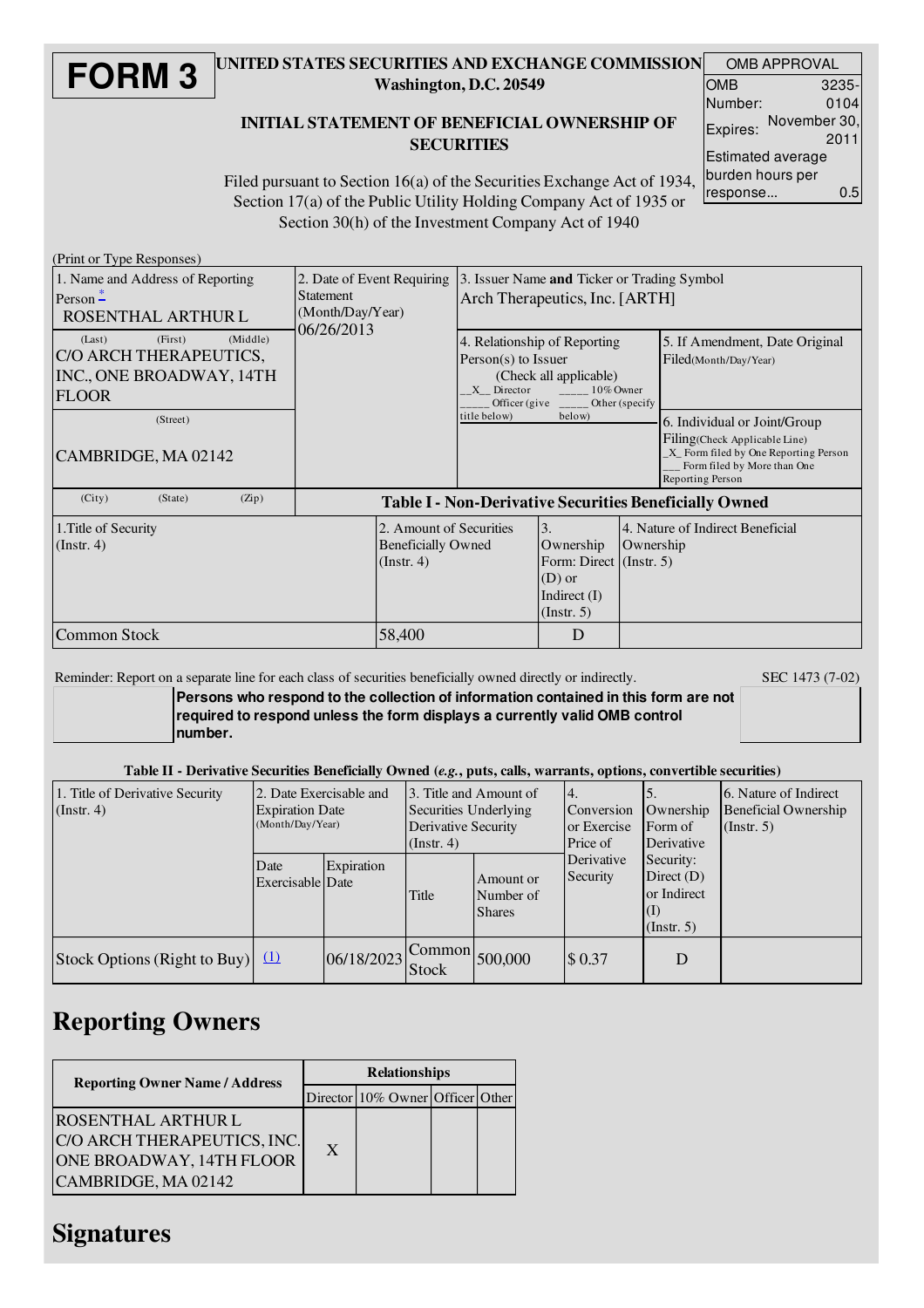# FORM 3

**UNITED STATES SECURITIES AND EXCHANGE COMMISSION**
**Washington, D.C. 20549**

**INITIAL STATEMENT OF BENEFICIAL OWNERSHIP OF SECURITIES**

Filed pursuant to Section 16(a) of the Securities Exchange Act of 1934, Section 17(a) of the Public Utility Holding Company Act of 1935 or Section 30(h) of the Investment Company Act of 1940

| OMB APPROVAL | |
|---|---|
| OMB Number: | 3235-0104 |
| Expires: | November 30, 2011 |
| Estimated average burden hours per response... | 0.5 |

(Print or Type Responses)

| 1. Name and Address of Reporting Person * | 2. Date of Event Requiring Statement (Month/Day/Year) | 3. Issuer Name and Ticker or Trading Symbol |
|---|---|---|
| ROSENTHAL ARTHUR L | 06/26/2013 | Arch Therapeutics, Inc. [ARTH] |
| (Last) (First) (Middle) C/O ARCH THERAPEUTICS, INC., ONE BROADWAY, 14TH FLOOR | | 4. Relationship of Reporting Person(s) to Issuer (Check all applicable) _X_ Director ____ 10% Owner ____ Officer (give title below) ____ Other (specify below) |
| (Street) CAMBRIDGE, MA 02142 | | 5. If Amendment, Date Original Filed(Month/Day/Year) |
| (City) (State) (Zip) | | 6. Individual or Joint/Group Filing(Check Applicable Line) _X_ Form filed by One Reporting Person ___ Form filed by More than One Reporting Person |

**Table I - Non-Derivative Securities Beneficially Owned**

| 1.Title of Security (Instr. 4) | 2. Amount of Securities Beneficially Owned (Instr. 4) | 3. Ownership Form: Direct (D) or Indirect (I) (Instr. 5) | 4. Nature of Indirect Beneficial Ownership (Instr. 5) |
|---|---|---|---|
| Common Stock | 58,400 | D | |

Reminder: Report on a separate line for each class of securities beneficially owned directly or indirectly. SEC 1473 (7-02)

**Persons who respond to the collection of information contained in this form are not required to respond unless the form displays a currently valid OMB control number.**

**Table II - Derivative Securities Beneficially Owned (*e.g.*, puts, calls, warrants, options, convertible securities)**

| 1. Title of Derivative Security (Instr. 4) | 2. Date Exercisable and Expiration Date (Month/Day/Year) | | 3. Title and Amount of Securities Underlying Derivative Security (Instr. 4) | | 4. Conversion or Exercise Price of Derivative Security | 5. Ownership Form of Derivative Security: Direct (D) or Indirect (I) (Instr. 5) | 6. Nature of Indirect Beneficial Ownership (Instr. 5) |
|---|---|---|---|---|---|---|---|
| | Date Exercisable | Expiration Date | Title | Amount or Number of Shares | | | |
| Stock Options (Right to Buy) | (1) | 06/18/2023 | Common Stock | 500,000 | $ 0.37 | D | |

## Reporting Owners

| Reporting Owner Name / Address | Relationships | | | |
|---|---|---|---|---|
| | Director | 10% Owner | Officer | Other |
| ROSENTHAL ARTHUR L C/O ARCH THERAPEUTICS, INC. ONE BROADWAY, 14TH FLOOR CAMBRIDGE, MA 02142 | X | | | |

## Signatures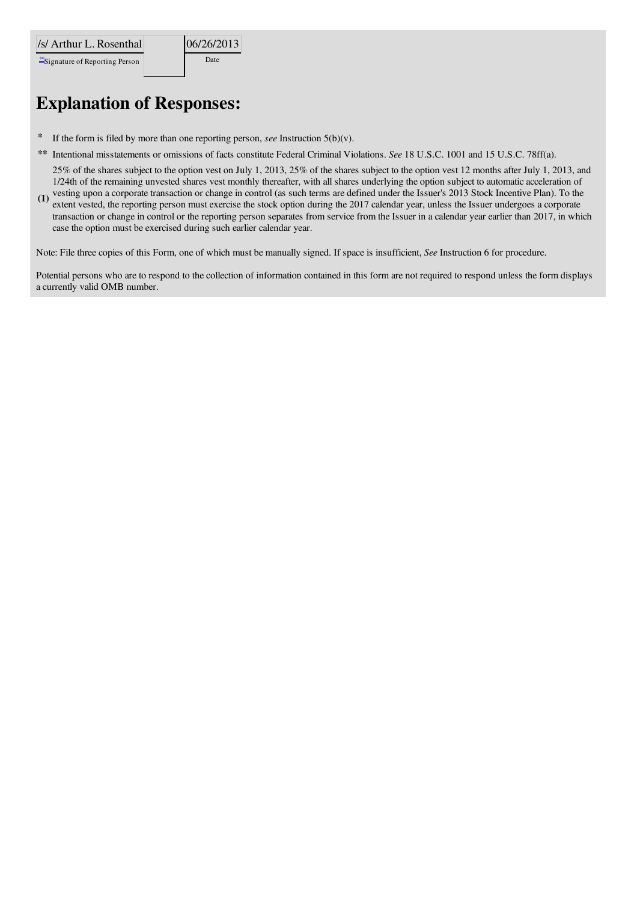| /s/ Arthur L. Rosenthal | | 06/26/2013 |
| --- | --- | --- |
| ** Signature of Reporting Person | | Date |

# Explanation of Responses:

\* If the form is filed by more than one reporting person, *see* Instruction 5(b)(v).

** Intentional misstatements or omissions of facts constitute Federal Criminal Violations. *See* 18 U.S.C. 1001 and 15 U.S.C. 78ff(a).

**(1)** 25% of the shares subject to the option vest on July 1, 2013, 25% of the shares subject to the option vest 12 months after July 1, 2013, and 1/24th of the remaining unvested shares vest monthly thereafter, with all shares underlying the option subject to automatic acceleration of vesting upon a corporate transaction or change in control (as such terms are defined under the Issuer's 2013 Stock Incentive Plan). To the extent vested, the reporting person must exercise the stock option during the 2017 calendar year, unless the Issuer undergoes a corporate transaction or change in control or the reporting person separates from service from the Issuer in a calendar year earlier than 2017, in which case the option must be exercised during such earlier calendar year.

Note: File three copies of this Form, one of which must be manually signed. If space is insufficient, *See* Instruction 6 for procedure.

Potential persons who are to respond to the collection of information contained in this form are not required to respond unless the form displays a currently valid OMB number.